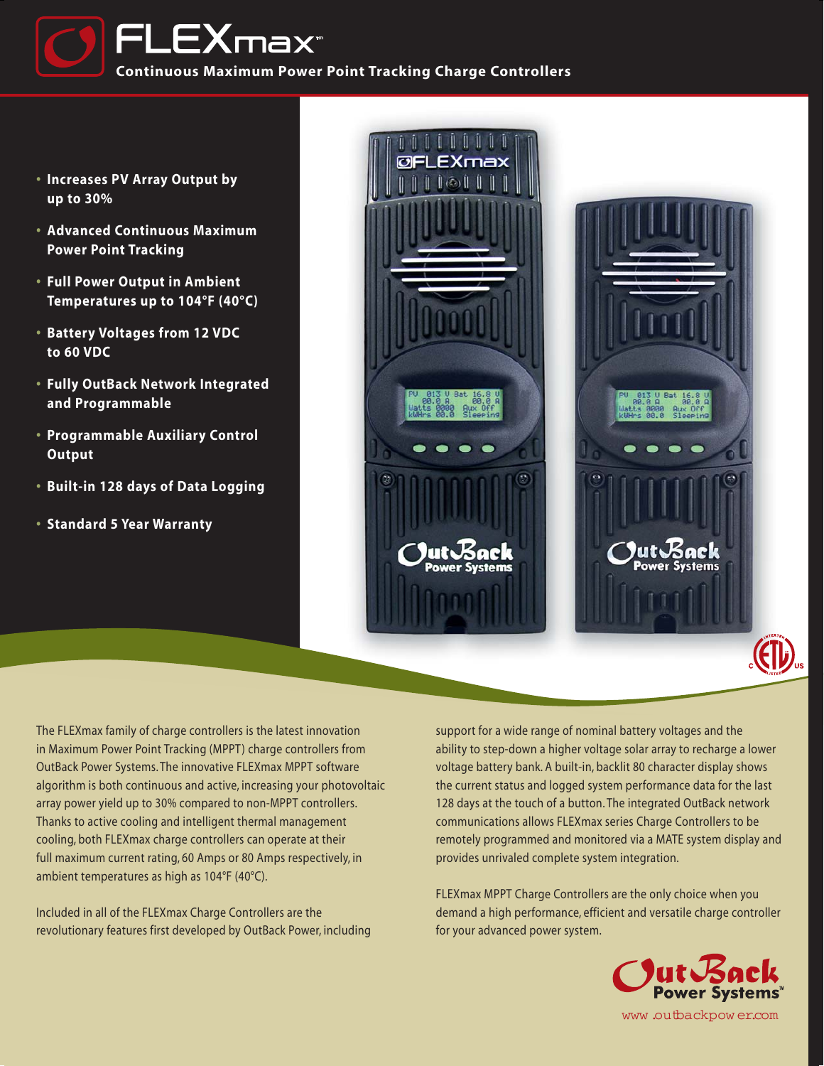# FLEXmax™

## Continuous Maximum Power Point Tracking Charge Controllers

- Increases PV Array Output by up to 30%
- Advanced Continuous Maximum Power Point Tracking
- Full Power Output in Ambient Temperatures up to 104°F (40°C)
- Battery Voltages from 12 VDC to 60 VDC
- Fully OutBack Network Integrated and Programmable
- Programmable Auxiliary Control Output
- Built-in 128 days of Data Logging
- Standard 5 Year Warranty

The FLEXmax family of charge controllers is the latest innovation in Maximum Power Point Tracking (MPPT) charge controllers from OutBack Power Systems. The innovative FLEXmax MPPT software algorithm is both continuous and active, increasing your photovoltaic array power yield up to 30% compared to non-MPPT controllers. Thanks to active cooling and intelligent thermal management cooling, both FLEXmax charge controllers can operate at their full maximum current rating, 60 Amps or 80 Amps respectively, in ambient temperatures as high as 104°F (40°C).

Included in all of the FLEXmax Charge Controllers are the revolutionary features first developed by OutBack Power, including support for a wide range of nominal battery voltages and the ability to step-down a higher voltage solar array to recharge a lower voltage battery bank. A built-in, backlit 80 character display shows the current status and logged system performance data for the last 128 days at the touch of a button. The integrated OutBack network communications allows FLEXmax series Charge Controllers to be remotely programmed and monitored via a MATE system display and provides unrivaled complete system integration.

FLEXmax MPPT Charge Controllers are the only choice when you demand a high performance, efficient and versatile charge controller for your advanced power system.

OutBack Power Systems™

www.outbackpower.com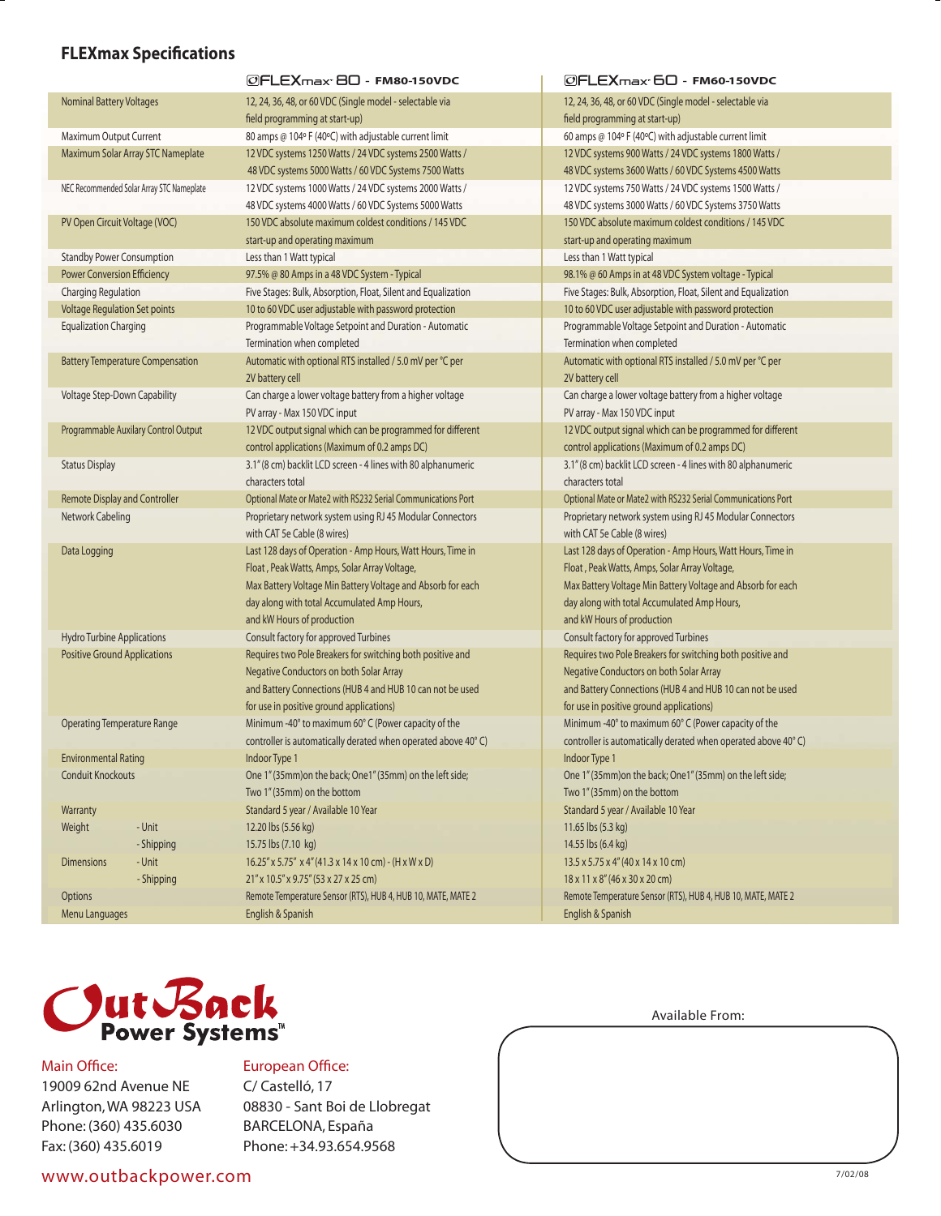## FLEXmax Specifications

| | FLEXmax 80 - FM80-150VDC | FLEXmax 60 - FM60-150VDC |
|---|---|---|
| Nominal Battery Voltages | 12, 24, 36, 48, or 60 VDC (Single model - selectable via field programming at start-up) | 12, 24, 36, 48, or 60 VDC (Single model - selectable via field programming at start-up) |
| Maximum Output Current | 80 amps @ 104º F (40ºC) with adjustable current limit | 60 amps @ 104º F (40ºC) with adjustable current limit |
| Maximum Solar Array STC Nameplate | 12 VDC systems 1250 Watts / 24 VDC systems 2500 Watts / 48 VDC systems 5000 Watts / 60 VDC Systems 7500 Watts | 12 VDC systems 900 Watts / 24 VDC systems 1800 Watts / 48 VDC systems 3600 Watts / 60 VDC Systems 4500 Watts |
| NEC Recommended Solar Array STC Nameplate | 12 VDC systems 1000 Watts / 24 VDC systems 2000 Watts / 48 VDC systems 4000 Watts / 60 VDC Systems 5000 Watts | 12 VDC systems 750 Watts / 24 VDC systems 1500 Watts / 48 VDC systems 3000 Watts / 60 VDC Systems 3750 Watts |
| PV Open Circuit Voltage (VOC) | 150 VDC absolute maximum coldest conditions / 145 VDC start-up and operating maximum | 150 VDC absolute maximum coldest conditions / 145 VDC start-up and operating maximum |
| Standby Power Consumption | Less than 1 Watt typical | Less than 1 Watt typical |
| Power Conversion Efficiency | 97.5% @ 80 Amps in a 48 VDC System - Typical | 98.1% @ 60 Amps in at 48 VDC System voltage - Typical |
| Charging Regulation | Five Stages: Bulk, Absorption, Float, Silent and Equalization | Five Stages: Bulk, Absorption, Float, Silent and Equalization |
| Voltage Regulation Set points | 10 to 60 VDC user adjustable with password protection | 10 to 60 VDC user adjustable with password protection |
| Equalization Charging | Programmable Voltage Setpoint and Duration - Automatic Termination when completed | Programmable Voltage Setpoint and Duration - Automatic Termination when completed |
| Battery Temperature Compensation | Automatic with optional RTS installed / 5.0 mV per °C per 2V battery cell | Automatic with optional RTS installed / 5.0 mV per °C per 2V battery cell |
| Voltage Step-Down Capability | Can charge a lower voltage battery from a higher voltage PV array - Max 150 VDC input | Can charge a lower voltage battery from a higher voltage PV array - Max 150 VDC input |
| Programmable Auxilary Control Output | 12 VDC output signal which can be programmed for different control applications (Maximum of 0.2 amps DC) | 12 VDC output signal which can be programmed for different control applications (Maximum of 0.2 amps DC) |
| Status Display | 3.1" (8 cm) backlit LCD screen - 4 lines with 80 alphanumeric characters total | 3.1" (8 cm) backlit LCD screen - 4 lines with 80 alphanumeric characters total |
| Remote Display and Controller | Optional Mate or Mate2 with RS232 Serial Communications Port | Optional Mate or Mate2 with RS232 Serial Communications Port |
| Network Cabeling | Proprietary network system using RJ 45 Modular Connectors with CAT 5e Cable (8 wires) | Proprietary network system using RJ 45 Modular Connectors with CAT 5e Cable (8 wires) |
| Data Logging | Last 128 days of Operation - Amp Hours, Watt Hours, Time in Float , Peak Watts, Amps, Solar Array Voltage, Max Battery Voltage Min Battery Voltage and Absorb for each day along with total Accumulated Amp Hours, and kW Hours of production | Last 128 days of Operation - Amp Hours, Watt Hours, Time in Float , Peak Watts, Amps, Solar Array Voltage, Max Battery Voltage Min Battery Voltage and Absorb for each day along with total Accumulated Amp Hours, and kW Hours of production |
| Hydro Turbine Applications | Consult factory for approved Turbines | Consult factory for approved Turbines |
| Positive Ground Applications | Requires two Pole Breakers for switching both positive and Negative Conductors on both Solar Array and Battery Connections (HUB 4 and HUB 10 can not be used for use in positive ground applications) | Requires two Pole Breakers for switching both positive and Negative Conductors on both Solar Array and Battery Connections (HUB 4 and HUB 10 can not be used for use in positive ground applications) |
| Operating Temperature Range | Minimum -40° to maximum 60° C (Power capacity of the controller is automatically derated when operated above 40° C) | Minimum -40° to maximum 60° C (Power capacity of the controller is automatically derated when operated above 40° C) |
| Environmental Rating | Indoor Type 1 | Indoor Type 1 |
| Conduit Knockouts | One 1" (35mm)on the back; One1" (35mm) on the left side; Two 1" (35mm) on the bottom | One 1" (35mm)on the back; One1" (35mm) on the left side; Two 1" (35mm) on the bottom |
| Warranty | Standard 5 year / Available 10 Year | Standard 5 year / Available 10 Year |
| Weight - Unit | 12.20 lbs (5.56 kg) | 11.65 lbs (5.3 kg) |
| - Shipping | 15.75 lbs (7.10 kg) | 14.55 lbs (6.4 kg) |
| Dimensions - Unit | 16.25" x 5.75" x 4" (41.3 x 14 x 10 cm) - (H x W x D) | 13.5 x 5.75 x 4" (40 x 14 x 10 cm) |
| - Shipping | 21" x 10.5" x 9.75" (53 x 27 x 25 cm) | 18 x 11 x 8" (46 x 30 x 20 cm) |
| Options | Remote Temperature Sensor (RTS), HUB 4, HUB 10, MATE, MATE 2 | Remote Temperature Sensor (RTS), HUB 4, HUB 10, MATE, MATE 2 |
| Menu Languages | English & Spanish | English & Spanish |

**OutBack Power Systems™**

Main Office:
19009 62nd Avenue NE
Arlington, WA 98223 USA
Phone: (360) 435.6030
Fax: (360) 435.6019

European Office:
C/ Castelló, 17
08830 - Sant Boi de Llobregat
BARCELONA, España
Phone: +34.93.654.9568

Available From:

www.outbackpower.com

7/02/08